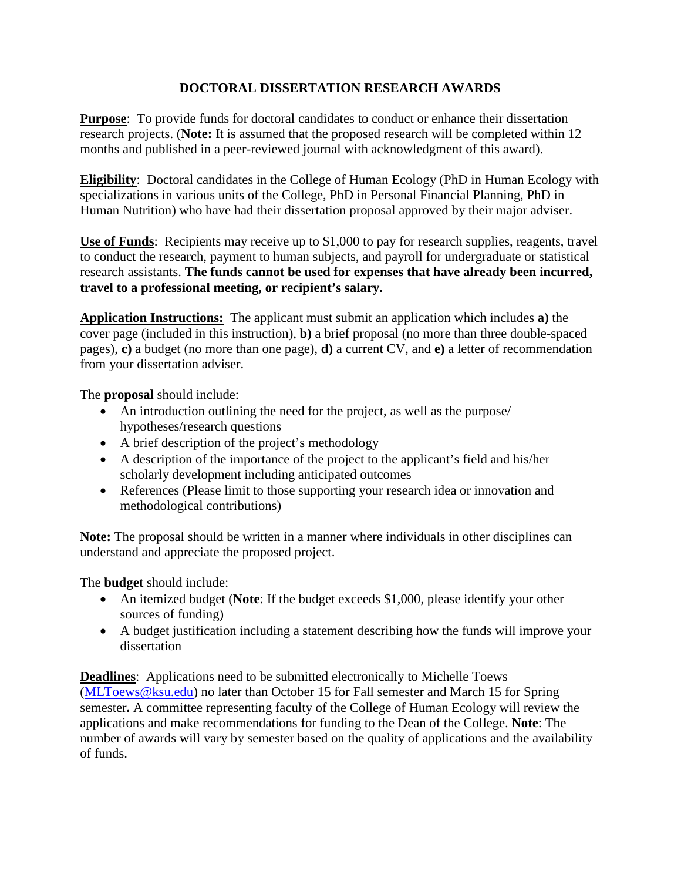# DOCTORAL DISSERTATION RESEARCH AWARDS

**Purpose**: To provide funds for doctoral candidates to conduct or enhance their dissertation research projects. (**Note:** It is assumed that the proposed research will be completed within 12 months and published in a peer-reviewed journal with acknowledgment of this award).

**Eligibility**: Doctoral candidates in the College of Human Ecology (PhD in Human Ecology with specializations in various units of the College, PhD in Personal Financial Planning, PhD in Human Nutrition) who have had their dissertation proposal approved by their major adviser.

**Use of Funds**: Recipients may receive up to $1,000 to pay for research supplies, reagents, travel to conduct the research, payment to human subjects, and payroll for undergraduate or statistical research assistants. **The funds cannot be used for expenses that have already been incurred, travel to a professional meeting, or recipient's salary.**

**Application Instructions:** The applicant must submit an application which includes **a)** the cover page (included in this instruction), **b)** a brief proposal (no more than three double-spaced pages), **c)** a budget (no more than one page), **d)** a current CV, and **e)** a letter of recommendation from your dissertation adviser.

The **proposal** should include:

- An introduction outlining the need for the project, as well as the purpose/ hypotheses/research questions
- A brief description of the project's methodology
- A description of the importance of the project to the applicant's field and his/her scholarly development including anticipated outcomes
- References (Please limit to those supporting your research idea or innovation and methodological contributions)

**Note:** The proposal should be written in a manner where individuals in other disciplines can understand and appreciate the proposed project.

The **budget** should include:

- An itemized budget (**Note**: If the budget exceeds $1,000, please identify your other sources of funding)
- A budget justification including a statement describing how the funds will improve your dissertation

**Deadlines**: Applications need to be submitted electronically to Michelle Toews (MLToews@ksu.edu) no later than October 15 for Fall semester and March 15 for Spring semester**.** A committee representing faculty of the College of Human Ecology will review the applications and make recommendations for funding to the Dean of the College. **Note**: The number of awards will vary by semester based on the quality of applications and the availability of funds.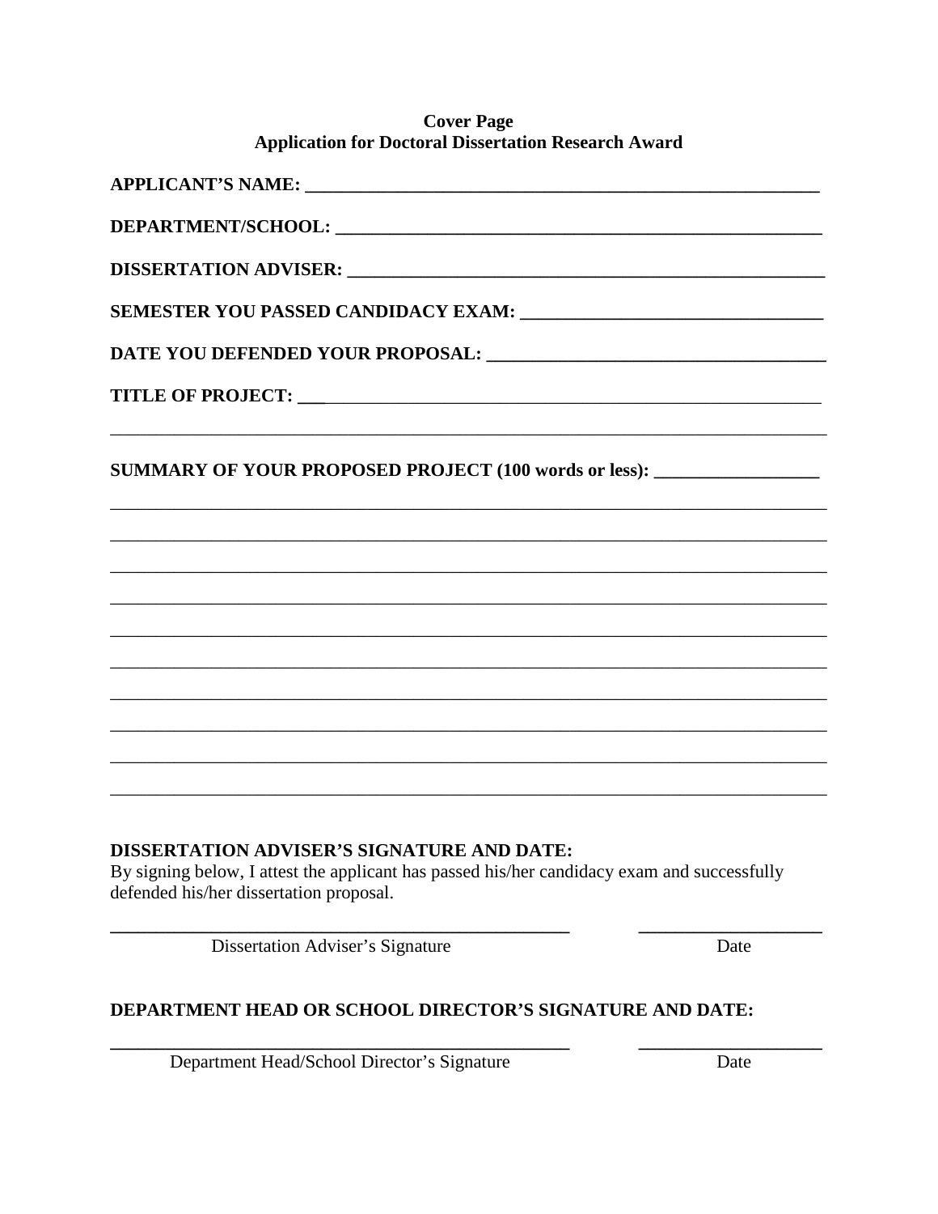**Cover Page**
**Application for Doctoral Dissertation Research Award**

**APPLICANT'S NAME:** ___________________________________________________________

**DEPARTMENT/SCHOOL:** ______________________________________________________

**DISSERTATION ADVISER:** ____________________________________________________

**SEMESTER YOU PASSED CANDIDACY EXAM:** ________________________________

**DATE YOU DEFENDED YOUR PROPOSAL:** ____________________________________

**TITLE OF PROJECT:** ___________________________________________________________

_________________________________________________________________________________

**SUMMARY OF YOUR PROPOSED PROJECT (100 words or less):** __________________

_________________________________________________________________________________

_________________________________________________________________________________

_________________________________________________________________________________

_________________________________________________________________________________

_________________________________________________________________________________

_________________________________________________________________________________

_________________________________________________________________________________

_________________________________________________________________________________

_________________________________________________________________________________

_________________________________________________________________________________

**DISSERTATION ADVISER'S SIGNATURE AND DATE:**

By signing below, I attest the applicant has passed his/her candidacy exam and successfully defended his/her dissertation proposal.

___________________________________________ ____________________

Dissertation Adviser's Signature Date

**DEPARTMENT HEAD OR SCHOOL DIRECTOR'S SIGNATURE AND DATE:**

___________________________________________ ____________________

Department Head/School Director's Signature Date